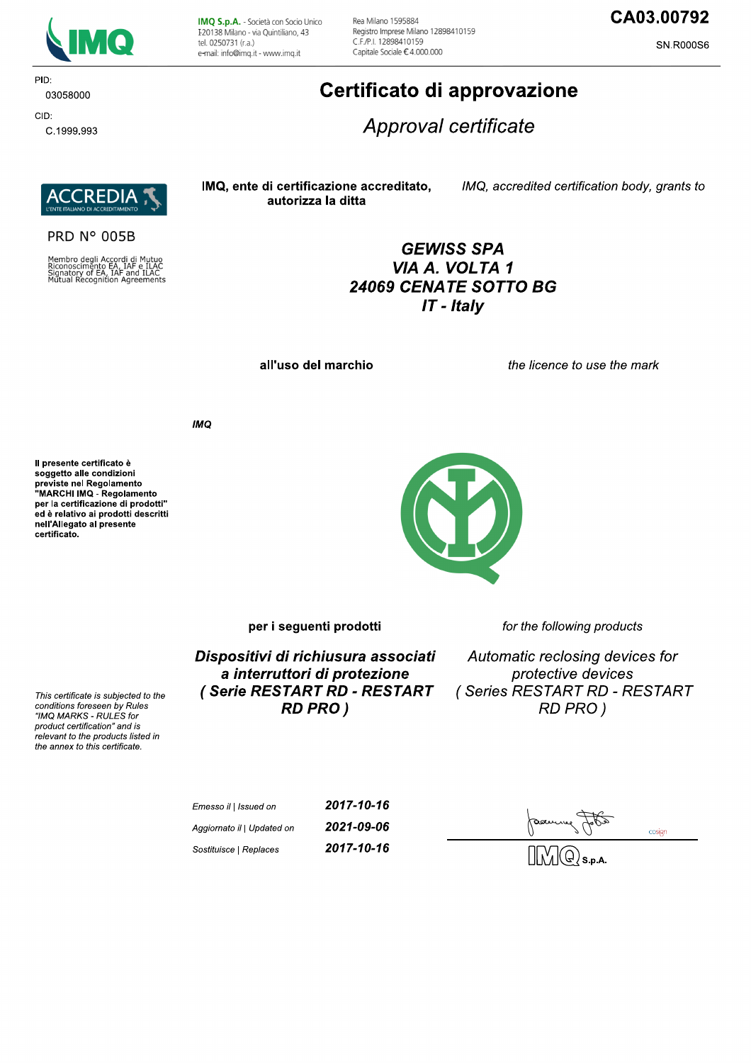**IMQ S.p.A.** - Società con Socio Unico
I-20138 Milano - via Quintiliano, 43
tel. 0250731 (r.a.)
e-mail: info@imq.it - www.imq.it

Rea Milano 1595884
Registro Imprese Milano 12898410159
C.F./P.I. 12898410159
Capitale Sociale € 4.000.000

**CA03.00792**

SN.R000S6

PID:
03058000

CID:
C.1999.993

# Certificato di approvazione

## *Approval certificate*

ACCREDIA
L'ENTE ITALIANO DI ACCREDITAMENTO

PRD N° 005B

Membro degli Accordi di Mutuo Riconoscimento EA, IAF e ILAC
Signatory of EA, IAF and ILAC Mutual Recognition Agreements

**IMQ, ente di certificazione accreditato, autorizza la ditta**

*IMQ, accredited certification body, grants to*

***GEWISS SPA***
***VIA A. VOLTA 1***
***24069 CENATE SOTTO BG***
***IT - Italy***

**all'uso del marchio**

*the licence to use the mark*

***IMQ***

**Il presente certificato è soggetto alle condizioni previste nel Regolamento "MARCHI IMQ - Regolamento per la certificazione di prodotti" ed è relativo ai prodotti descritti nell'Allegato al presente certificato.**

*This certificate is subjected to the conditions foreseen by Rules "IMQ MARKS - RULES for product certification" and is relevant to the products listed in the annex to this certificate.*

**per i seguenti prodotti**

*for the following products*

***Dispositivi di richiusura associati a interruttori di protezione ( Serie RESTART RD - RESTART RD PRO )***

*Automatic reclosing devices for protective devices ( Series RESTART RD - RESTART RD PRO )*

| | |
|---|---|
| *Emesso il \| Issued on* | ***2017-10-16*** |
| *Aggiornato il \| Updated on* | ***2021-09-06*** |
| *Sostituisce \| Replaces* | ***2017-10-16*** |

IMQ S.p.A.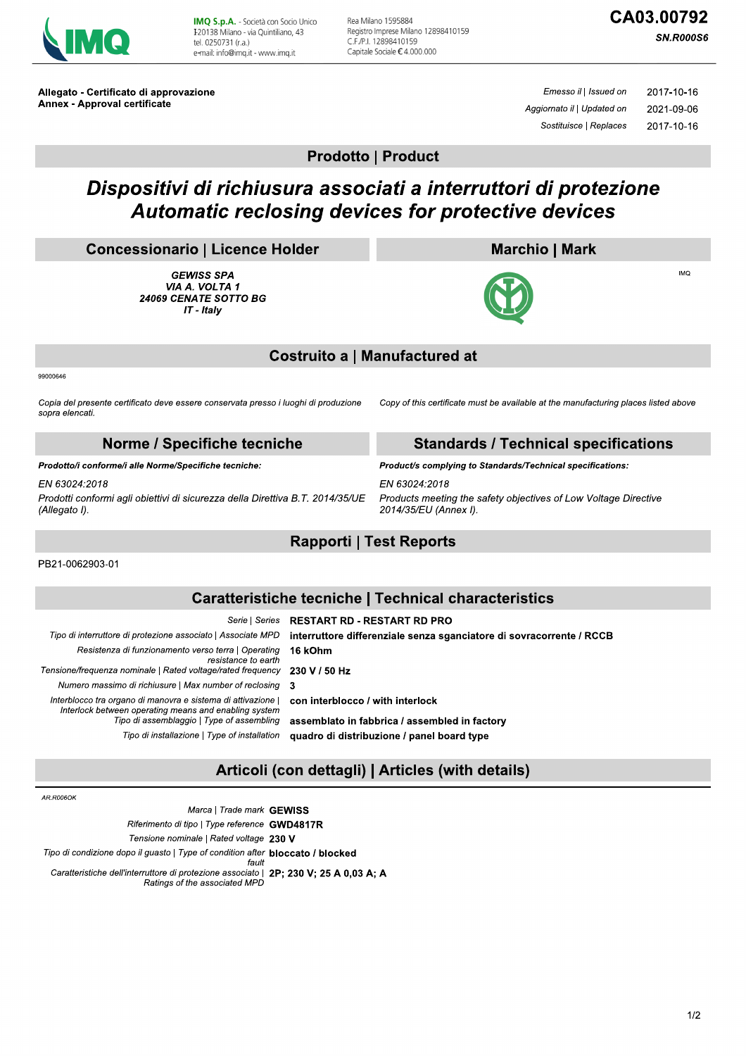IMQ S.p.A. - Società con Socio Unico
I-20138 Milano - via Quintiliano, 43
tel. 0250731 (r.a.)
e-mail: info@imq.it - www.imq.it

Rea Milano 1595884
Registro Imprese Milano 12898410159
C.F./P.I. 12898410159
Capitale Sociale € 4.000.000

**CA03.00792**

***SN.R000S6***

**Allegato - Certificato di approvazione**
**Annex - Approval certificate**

| | |
|---|---|
| *Emesso il \| Issued on* | 2017-10-16 |
| *Aggiornato il \| Updated on* | 2021-09-06 |
| *Sostituisce \| Replaces* | 2017-10-16 |

## Prodotto | Product

# *Dispositivi di richiusura associati a interruttori di protezione*
# *Automatic reclosing devices for protective devices*

## Concessionario | Licence Holder

***GEWISS SPA***
***VIA A. VOLTA 1***
***24069 CENATE SOTTO BG***
***IT - Italy***

## Marchio | Mark

IMQ

## Costruito a | Manufactured at

99000646

*Copia del presente certificato deve essere conservata presso i luoghi di produzione sopra elencati.*

*Copy of this certificate must be available at the manufacturing places listed above*

## Norme / Specifiche tecniche

***Prodotto/i conforme/i alle Norme/Specifiche tecniche:***

*EN 63024:2018*

*Prodotti conformi agli obiettivi di sicurezza della Direttiva B.T. 2014/35/UE (Allegato I).*

## Standards / Technical specifications

***Product/s complying to Standards/Technical specifications:***

*EN 63024:2018*

*Products meeting the safety objectives of Low Voltage Directive 2014/35/EU (Annex I).*

## Rapporti | Test Reports

PB21-0062903-01

## Caratteristiche tecniche | Technical characteristics

| | |
|---|---|
| *Serie \| Series* | **RESTART RD - RESTART RD PRO** |
| *Tipo di interruttore di protezione associato \| Associate MPD* | **interruttore differenziale senza sganciatore di sovracorrente / RCCB** |
| *Resistenza di funzionamento verso terra \| Operating resistance to earth* | **16 kOhm** |
| *Tensione/frequenza nominale \| Rated voltage/rated frequency* | **230 V / 50 Hz** |
| *Numero massimo di richiusure \| Max number of reclosing* | **3** |
| *Interblocco tra organo di manovra e sistema di attivazione \| Interlock between operating means and enabling system* | **con interblocco / with interlock** |
| *Tipo di assemblaggio \| Type of assembling* | **assemblato in fabbrica / assembled in factory** |
| *Tipo di installazione \| Type of installation* | **quadro di distribuzione / panel board type** |

## Articoli (con dettagli) | Articles (with details)

*AR.R006OK*

| | |
|---|---|
| *Marca \| Trade mark* | **GEWISS** |
| *Riferimento di tipo \| Type reference* | **GWD4817R** |
| *Tensione nominale \| Rated voltage* | **230 V** |
| *Tipo di condizione dopo il guasto \| Type of condition after fault* | **bloccato / blocked** |
| *Caratteristiche dell'interruttore di protezione associato \| Ratings of the associated MPD* | **2P; 230 V; 25 A 0,03 A; A** |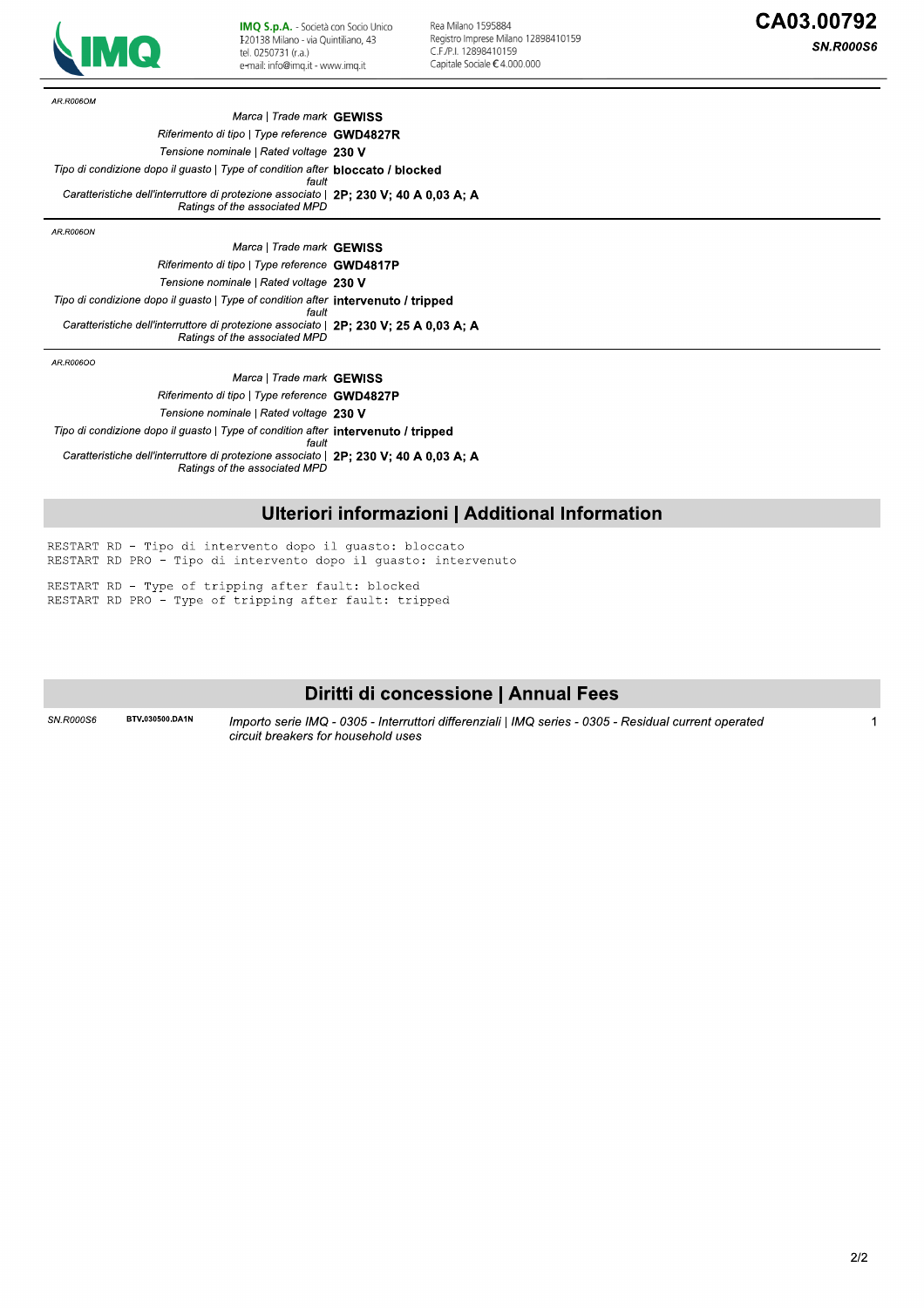AR.R006OM

| | |
|---|---|
| *Marca \| Trade mark* | **GEWISS** |
| *Riferimento di tipo \| Type reference* | **GWD4827R** |
| *Tensione nominale \| Rated voltage* | **230 V** |
| *Tipo di condizione dopo il guasto \| Type of condition after fault* | **bloccato / blocked** |
| *Caratteristiche dell'interruttore di protezione associato \| Ratings of the associated MPD* | **2P; 230 V; 40 A 0,03 A; A** |

AR.R006ON

| | |
|---|---|
| *Marca \| Trade mark* | **GEWISS** |
| *Riferimento di tipo \| Type reference* | **GWD4817P** |
| *Tensione nominale \| Rated voltage* | **230 V** |
| *Tipo di condizione dopo il guasto \| Type of condition after fault* | **intervenuto / tripped** |
| *Caratteristiche dell'interruttore di protezione associato \| Ratings of the associated MPD* | **2P; 230 V; 25 A 0,03 A; A** |

AR.R006OO

| | |
|---|---|
| *Marca \| Trade mark* | **GEWISS** |
| *Riferimento di tipo \| Type reference* | **GWD4827P** |
| *Tensione nominale \| Rated voltage* | **230 V** |
| *Tipo di condizione dopo il guasto \| Type of condition after fault* | **intervenuto / tripped** |
| *Caratteristiche dell'interruttore di protezione associato \| Ratings of the associated MPD* | **2P; 230 V; 40 A 0,03 A; A** |

## Ulteriori informazioni | Additional Information

RESTART RD - Tipo di intervento dopo il guasto: bloccato
RESTART RD PRO - Tipo di intervento dopo il guasto: intervenuto

RESTART RD - Type of tripping after fault: blocked
RESTART RD PRO - Type of tripping after fault: tripped

## Diritti di concessione | Annual Fees

| | | | |
|---|---|---|---|
| SN.R000S6 | BTV.030500.DA1N | *Importo serie IMQ - 0305 - Interruttori differenziali \| IMQ series - 0305 - Residual current operated circuit breakers for household uses* | 1 |